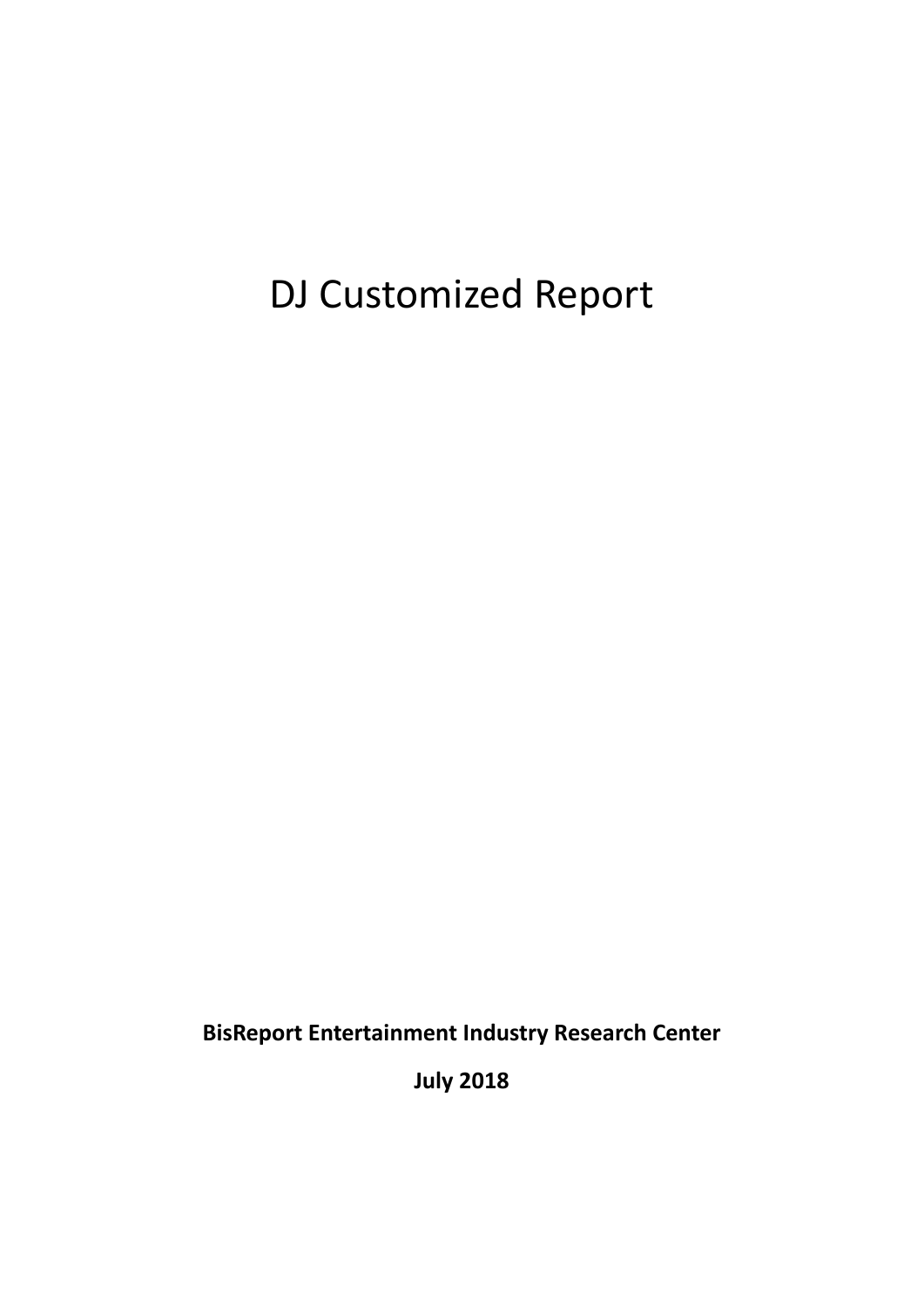# DJ Customized Report

**BisReport Entertainment Industry Research Center**

**July 2018**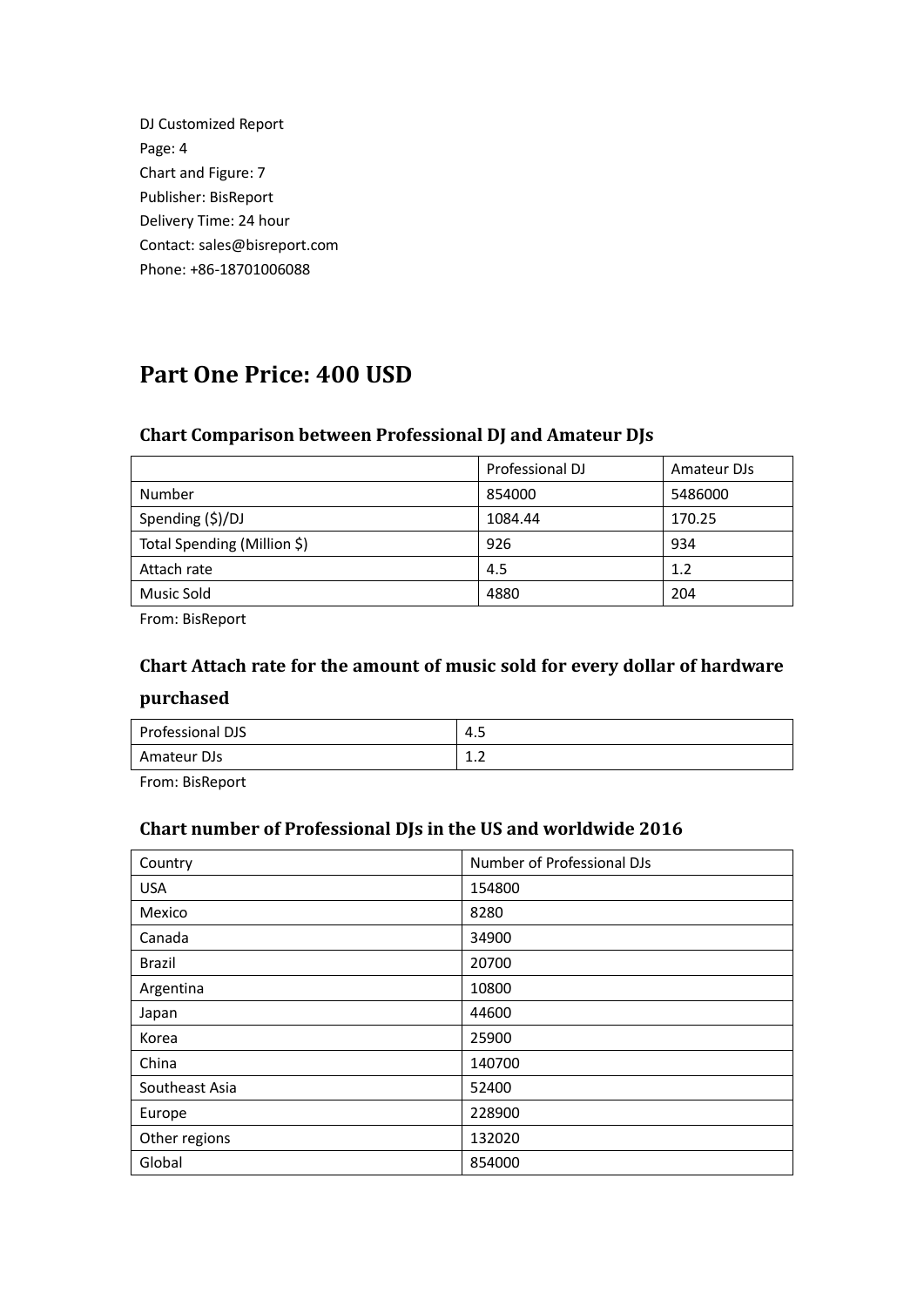DJ Customized Report
Page: 4
Chart and Figure: 7
Publisher: BisReport
Delivery Time: 24 hour
Contact: sales@bisreport.com
Phone: +86-18701006088

## Part One Price: 400 USD

### Chart Comparison between Professional DJ and Amateur DJs

| | Professional DJ | Amateur DJs |
|---|---|---|
| Number | 854000 | 5486000 |
| Spending ($)/DJ | 1084.44 | 170.25 |
| Total Spending (Million $) | 926 | 934 |
| Attach rate | 4.5 | 1.2 |
| Music Sold | 4880 | 204 |

From: BisReport

### Chart Attach rate for the amount of music sold for every dollar of hardware purchased

| | |
|---|---|
| Professional DJS | 4.5 |
| Amateur DJs | 1.2 |

From: BisReport

### Chart number of Professional DJs in the US and worldwide 2016

| Country | Number of Professional DJs |
|---|---|
| USA | 154800 |
| Mexico | 8280 |
| Canada | 34900 |
| Brazil | 20700 |
| Argentina | 10800 |
| Japan | 44600 |
| Korea | 25900 |
| China | 140700 |
| Southeast Asia | 52400 |
| Europe | 228900 |
| Other regions | 132020 |
| Global | 854000 |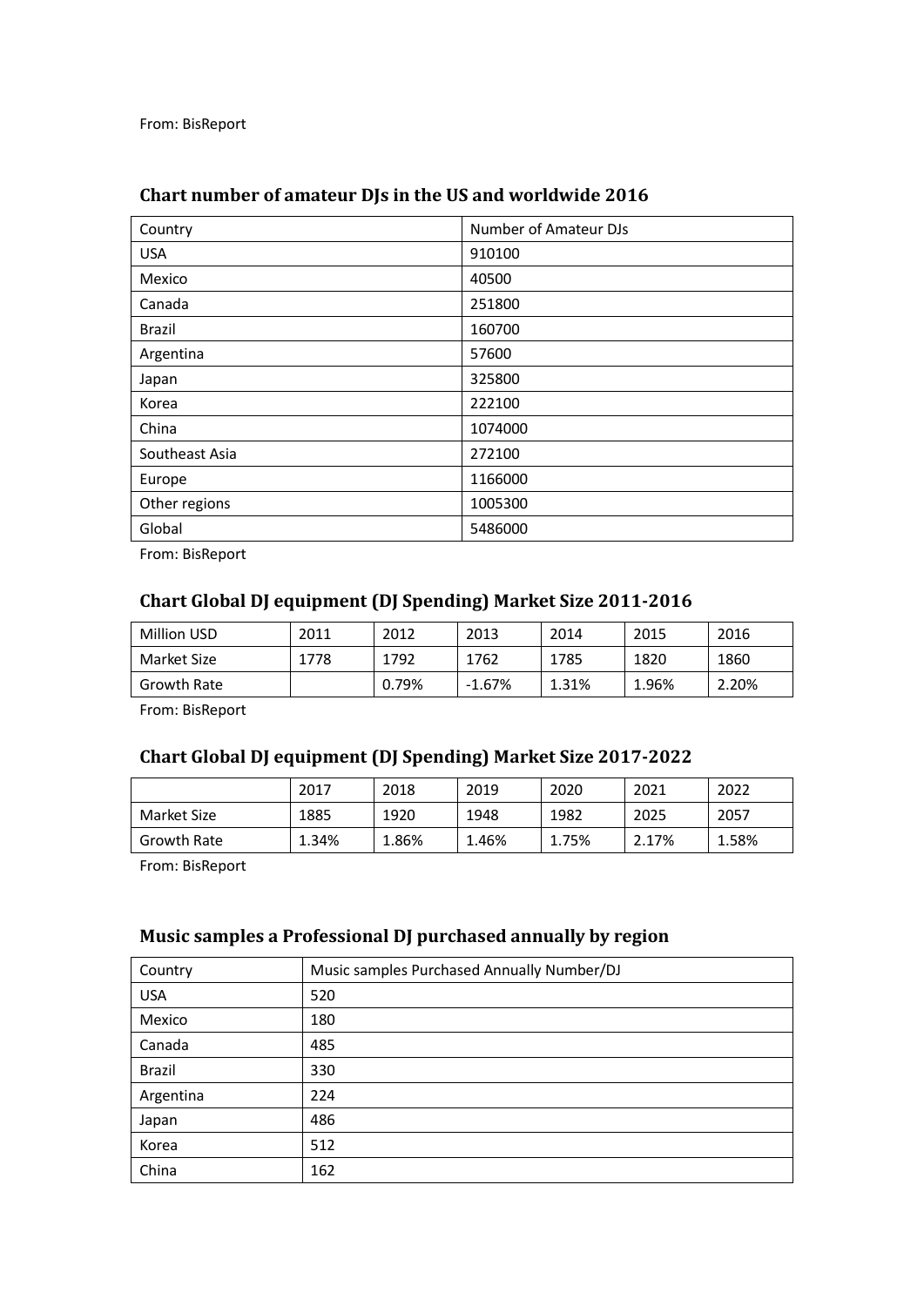From: BisReport

### Chart number of amateur DJs in the US and worldwide 2016

| Country | Number of Amateur DJs |
| --- | --- |
| USA | 910100 |
| Mexico | 40500 |
| Canada | 251800 |
| Brazil | 160700 |
| Argentina | 57600 |
| Japan | 325800 |
| Korea | 222100 |
| China | 1074000 |
| Southeast Asia | 272100 |
| Europe | 1166000 |
| Other regions | 1005300 |
| Global | 5486000 |

From: BisReport

### Chart Global DJ equipment (DJ Spending) Market Size 2011-2016

| Million USD | 2011 | 2012 | 2013 | 2014 | 2015 | 2016 |
| --- | --- | --- | --- | --- | --- | --- |
| Market Size | 1778 | 1792 | 1762 | 1785 | 1820 | 1860 |
| Growth Rate | | 0.79% | -1.67% | 1.31% | 1.96% | 2.20% |

From: BisReport

### Chart Global DJ equipment (DJ Spending) Market Size 2017-2022

| | 2017 | 2018 | 2019 | 2020 | 2021 | 2022 |
| --- | --- | --- | --- | --- | --- | --- |
| Market Size | 1885 | 1920 | 1948 | 1982 | 2025 | 2057 |
| Growth Rate | 1.34% | 1.86% | 1.46% | 1.75% | 2.17% | 1.58% |

From: BisReport

### Music samples a Professional DJ purchased annually by region

| Country | Music samples Purchased Annually Number/DJ |
| --- | --- |
| USA | 520 |
| Mexico | 180 |
| Canada | 485 |
| Brazil | 330 |
| Argentina | 224 |
| Japan | 486 |
| Korea | 512 |
| China | 162 |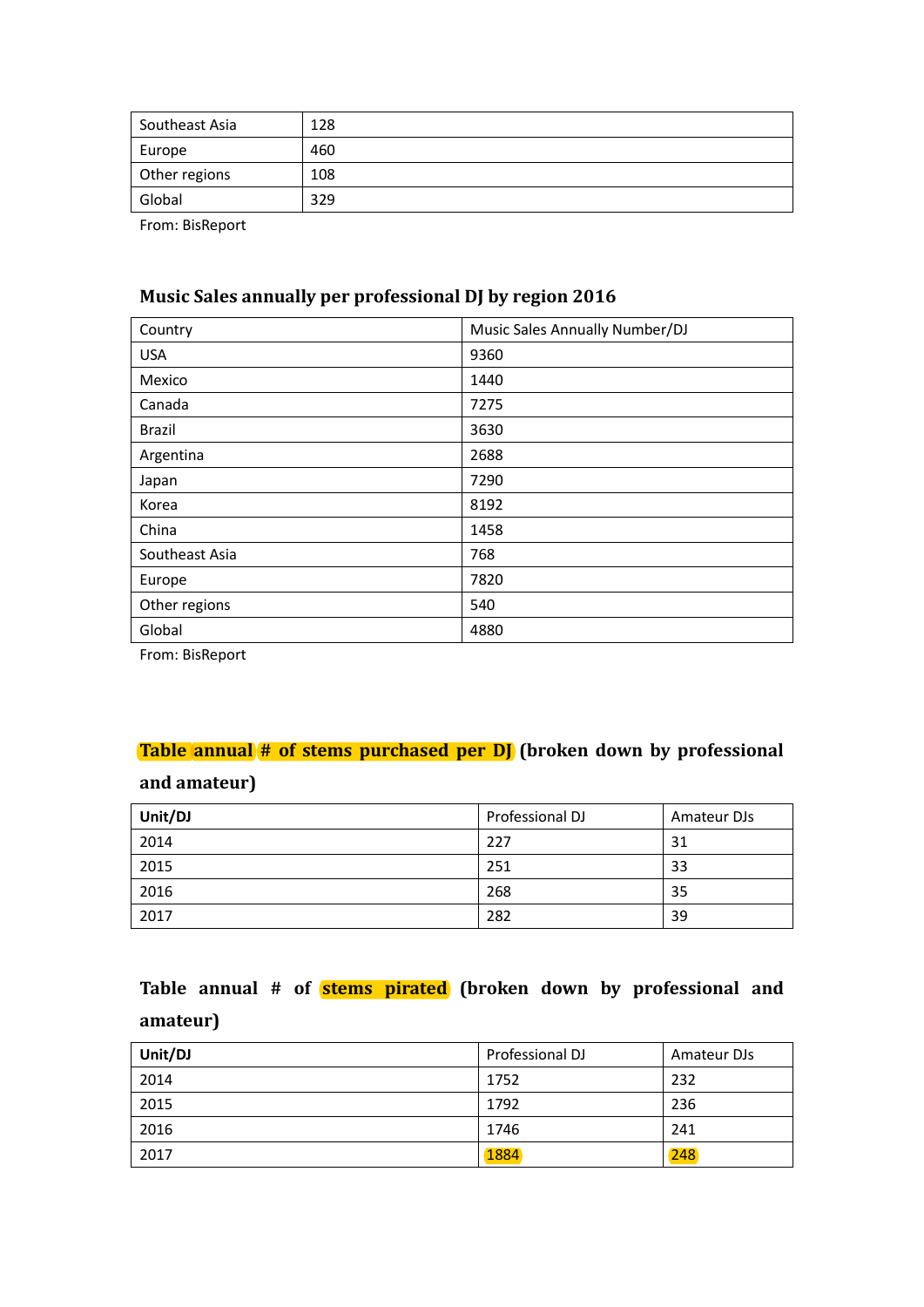| Southeast Asia | 128 |
|---|---|
| Europe | 460 |
| Other regions | 108 |
| Global | 329 |

From: BisReport

### Music Sales annually per professional DJ by region 2016

| Country | Music Sales Annually Number/DJ |
|---|---|
| USA | 9360 |
| Mexico | 1440 |
| Canada | 7275 |
| Brazil | 3630 |
| Argentina | 2688 |
| Japan | 7290 |
| Korea | 8192 |
| China | 1458 |
| Southeast Asia | 768 |
| Europe | 7820 |
| Other regions | 540 |
| Global | 4880 |

From: BisReport

### Table annual # of stems purchased per DJ (broken down by professional and amateur)

| Unit/DJ | Professional DJ | Amateur DJs |
|---|---|---|
| 2014 | 227 | 31 |
| 2015 | 251 | 33 |
| 2016 | 268 | 35 |
| 2017 | 282 | 39 |

### Table annual # of stems pirated (broken down by professional and amateur)

| Unit/DJ | Professional DJ | Amateur DJs |
|---|---|---|
| 2014 | 1752 | 232 |
| 2015 | 1792 | 236 |
| 2016 | 1746 | 241 |
| 2017 | 1884 | 248 |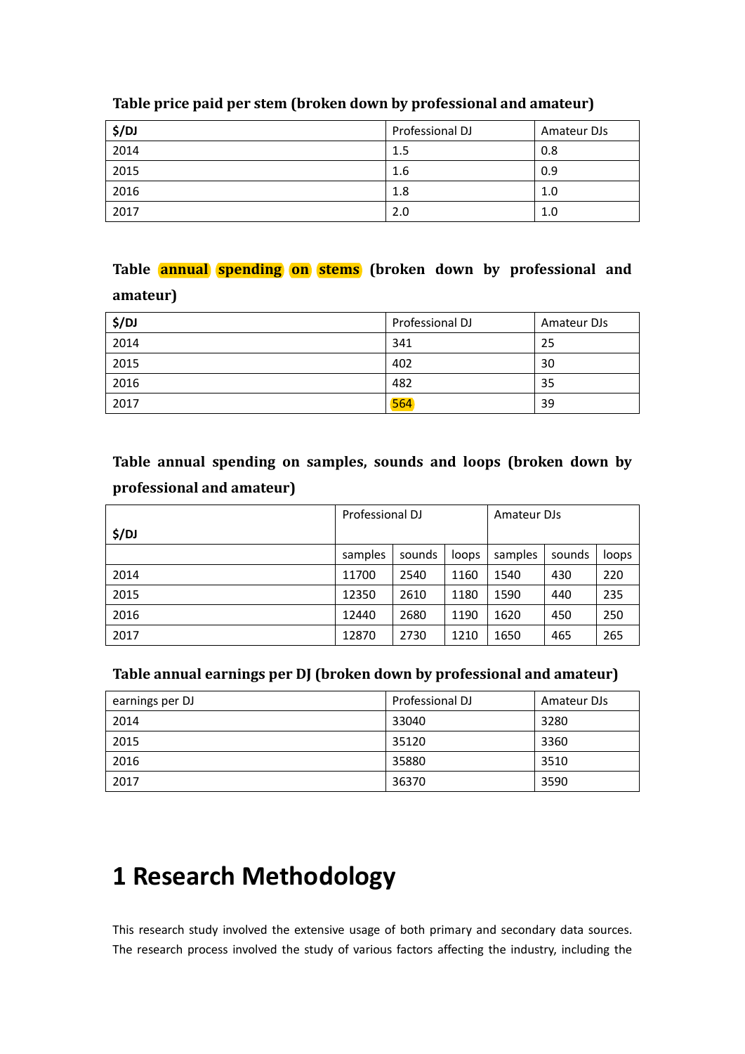**Table price paid per stem (broken down by professional and amateur)**

| $/DJ | Professional DJ | Amateur DJs |
|---|---|---|
| 2014 | 1.5 | 0.8 |
| 2015 | 1.6 | 0.9 |
| 2016 | 1.8 | 1.0 |
| 2017 | 2.0 | 1.0 |

**Table annual spending on stems (broken down by professional and amateur)**

| $/DJ | Professional DJ | Amateur DJs |
|---|---|---|
| 2014 | 341 | 25 |
| 2015 | 402 | 30 |
| 2016 | 482 | 35 |
| 2017 | 564 | 39 |

**Table annual spending on samples, sounds and loops (broken down by professional and amateur)**

| $/DJ | Professional DJ | | | Amateur DJs | | |
|---|---|---|---|---|---|---|
| | samples | sounds | loops | samples | sounds | loops |
| 2014 | 11700 | 2540 | 1160 | 1540 | 430 | 220 |
| 2015 | 12350 | 2610 | 1180 | 1590 | 440 | 235 |
| 2016 | 12440 | 2680 | 1190 | 1620 | 450 | 250 |
| 2017 | 12870 | 2730 | 1210 | 1650 | 465 | 265 |

**Table annual earnings per DJ (broken down by professional and amateur)**

| earnings per DJ | Professional DJ | Amateur DJs |
|---|---|---|
| 2014 | 33040 | 3280 |
| 2015 | 35120 | 3360 |
| 2016 | 35880 | 3510 |
| 2017 | 36370 | 3590 |

# 1 Research Methodology

This research study involved the extensive usage of both primary and secondary data sources. The research process involved the study of various factors affecting the industry, including the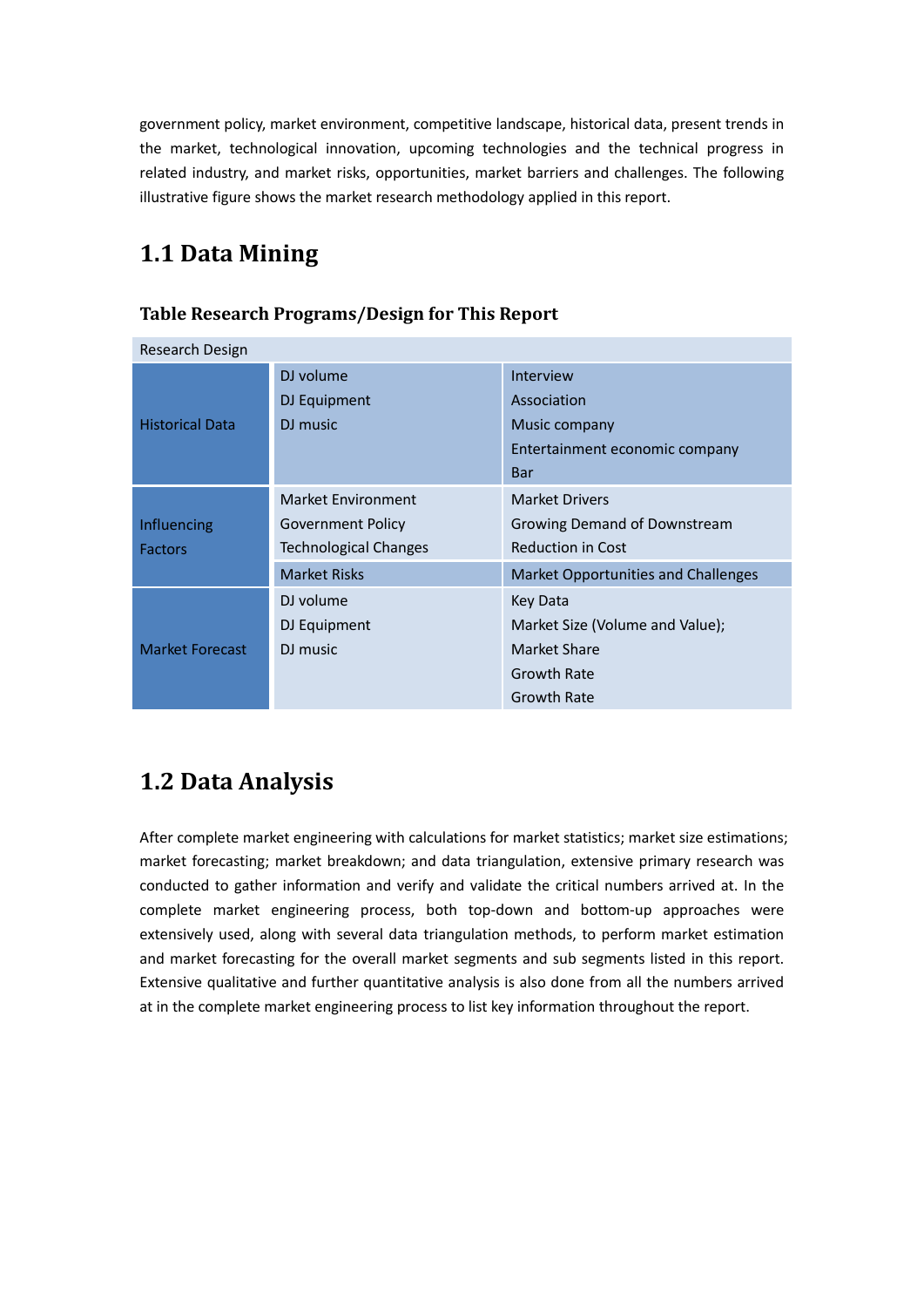government policy, market environment, competitive landscape, historical data, present trends in the market, technological innovation, upcoming technologies and the technical progress in related industry, and market risks, opportunities, market barriers and challenges. The following illustrative figure shows the market research methodology applied in this report.

## 1.1 Data Mining

### Table Research Programs/Design for This Report

| Research Design | | |
|---|---|---|
| Historical Data | DJ volume<br>DJ Equipment<br>DJ music | Interview<br>Association<br>Music company<br>Entertainment economic company<br>Bar |
| Influencing Factors | Market Environment<br>Government Policy<br>Technological Changes | Market Drivers<br>Growing Demand of Downstream<br>Reduction in Cost |
| | Market Risks | Market Opportunities and Challenges |
| Market Forecast | DJ volume<br>DJ Equipment<br>DJ music | Key Data<br>Market Size (Volume and Value);<br>Market Share<br>Growth Rate<br>Growth Rate |

## 1.2 Data Analysis

After complete market engineering with calculations for market statistics; market size estimations; market forecasting; market breakdown; and data triangulation, extensive primary research was conducted to gather information and verify and validate the critical numbers arrived at. In the complete market engineering process, both top-down and bottom-up approaches were extensively used, along with several data triangulation methods, to perform market estimation and market forecasting for the overall market segments and sub segments listed in this report. Extensive qualitative and further quantitative analysis is also done from all the numbers arrived at in the complete market engineering process to list key information throughout the report.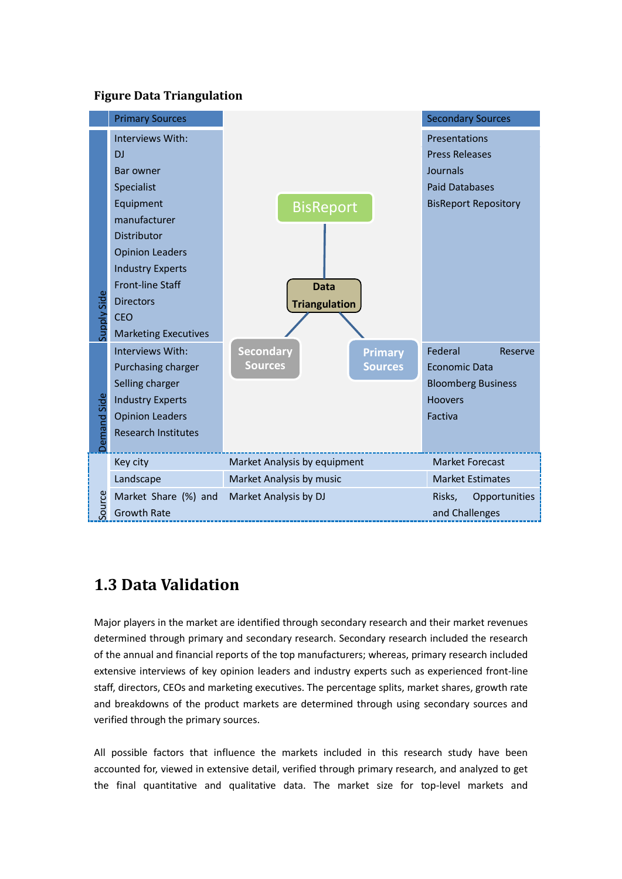**Figure Data Triangulation**

| | Primary Sources | | Secondary Sources |
|---|---|---|---|
| Supply Side | Interviews With: DJ, Bar owner, Specialist, Equipment manufacturer, Distributor, Opinion Leaders, Industry Experts, Front-line Staff, Directors, CEO, Marketing Executives | BisReport / Data Triangulation / Secondary Sources / Primary Sources | Presentations, Press Releases, Journals, Paid Databases, BisReport Repository |
| Demand Side | Interviews With: Purchasing charger, Selling charger, Industry Experts, Opinion Leaders, Research Institutes | | Federal Reserve Economic Data, Bloomberg Business, Hoovers, Factiva |
| Source | Key city | Market Analysis by equipment | Market Forecast |
| | Landscape | Market Analysis by music | Market Estimates |
| | Market Share (%) and Growth Rate | Market Analysis by DJ | Risks, Opportunities and Challenges |

## 1.3 Data Validation

Major players in the market are identified through secondary research and their market revenues determined through primary and secondary research. Secondary research included the research of the annual and financial reports of the top manufacturers; whereas, primary research included extensive interviews of key opinion leaders and industry experts such as experienced front-line staff, directors, CEOs and marketing executives. The percentage splits, market shares, growth rate and breakdowns of the product markets are determined through using secondary sources and verified through the primary sources.

All possible factors that influence the markets included in this research study have been accounted for, viewed in extensive detail, verified through primary research, and analyzed to get the final quantitative and qualitative data. The market size for top-level markets and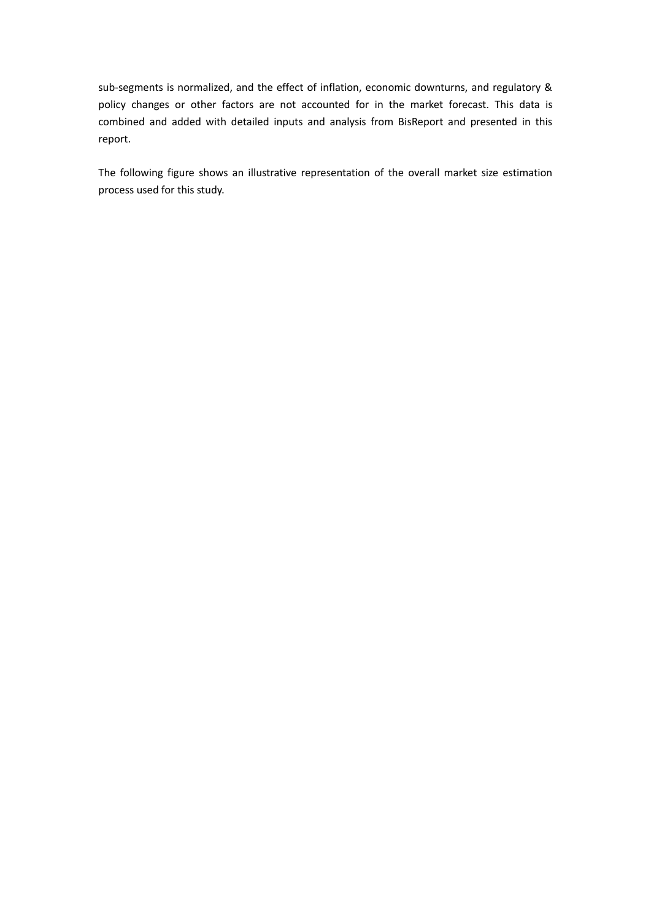sub-segments is normalized, and the effect of inflation, economic downturns, and regulatory & policy changes or other factors are not accounted for in the market forecast. This data is combined and added with detailed inputs and analysis from BisReport and presented in this report.

The following figure shows an illustrative representation of the overall market size estimation process used for this study.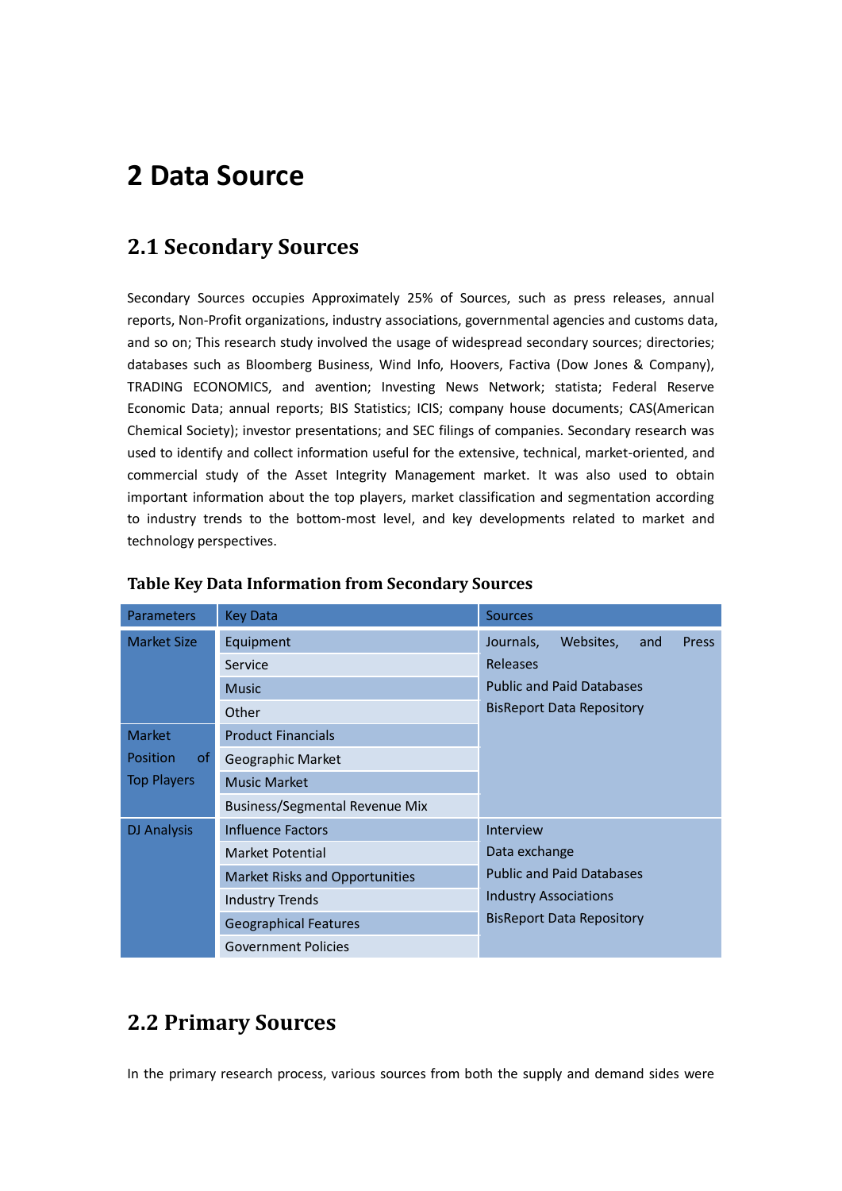# 2 Data Source

## 2.1 Secondary Sources

Secondary Sources occupies Approximately 25% of Sources, such as press releases, annual reports, Non-Profit organizations, industry associations, governmental agencies and customs data, and so on; This research study involved the usage of widespread secondary sources; directories; databases such as Bloomberg Business, Wind Info, Hoovers, Factiva (Dow Jones & Company), TRADING ECONOMICS, and avention; Investing News Network; statista; Federal Reserve Economic Data; annual reports; BIS Statistics; ICIS; company house documents; CAS(American Chemical Society); investor presentations; and SEC filings of companies. Secondary research was used to identify and collect information useful for the extensive, technical, market-oriented, and commercial study of the Asset Integrity Management market. It was also used to obtain important information about the top players, market classification and segmentation according to industry trends to the bottom-most level, and key developments related to market and technology perspectives.

**Table Key Data Information from Secondary Sources**

| Parameters | Key Data | Sources |
|---|---|---|
| Market Size | Equipment | Journals, Websites, and Press Releases<br>Public and Paid Databases<br>BisReport Data Repository |
| | Service | |
| | Music | |
| | Other | |
| Market Position of Top Players | Product Financials | |
| | Geographic Market | |
| | Music Market | |
| | Business/Segmental Revenue Mix | |
| DJ Analysis | Influence Factors | Interview<br>Data exchange<br>Public and Paid Databases<br>Industry Associations<br>BisReport Data Repository |
| | Market Potential | |
| | Market Risks and Opportunities | |
| | Industry Trends | |
| | Geographical Features | |
| | Government Policies | |

## 2.2 Primary Sources

In the primary research process, various sources from both the supply and demand sides were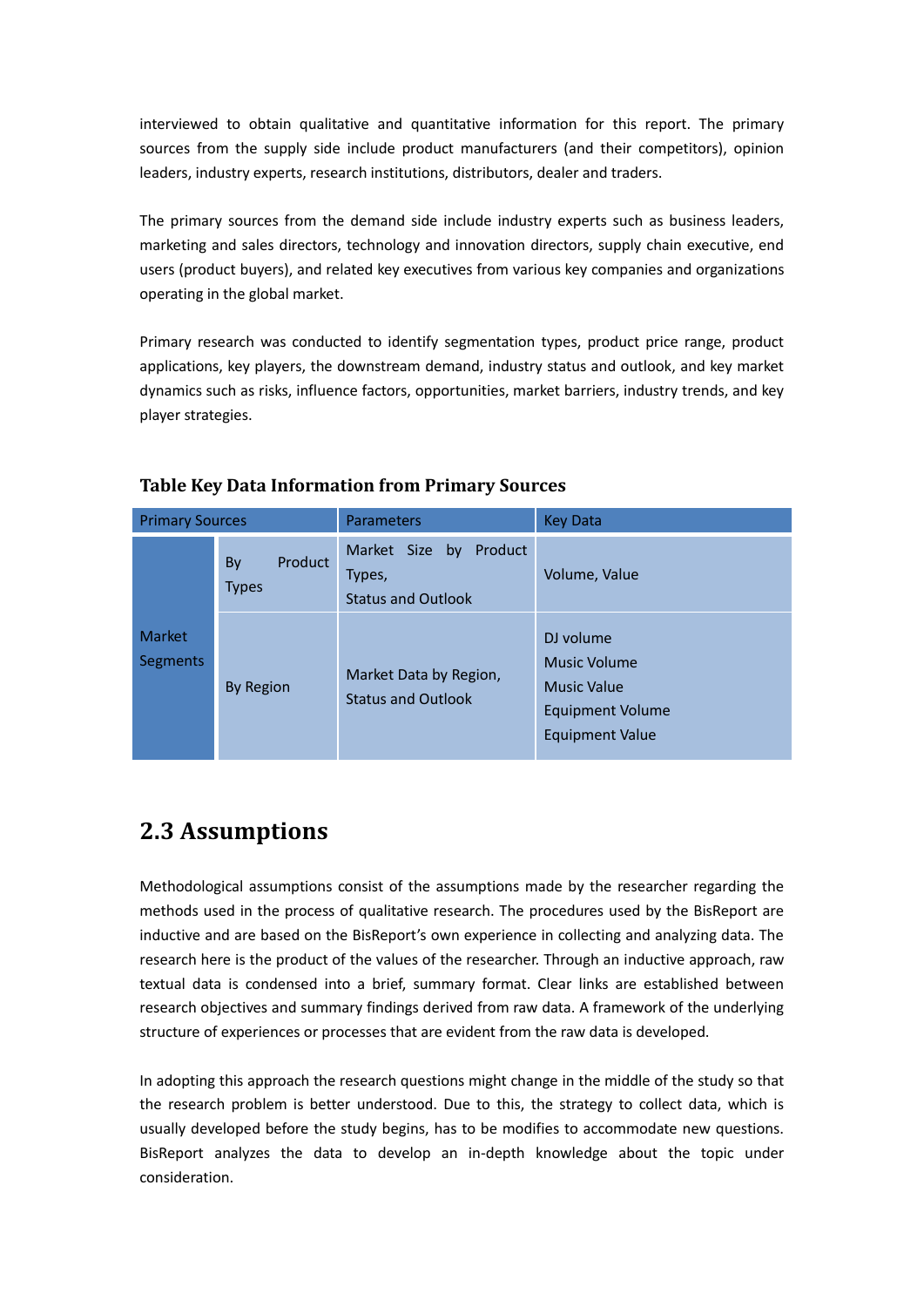interviewed to obtain qualitative and quantitative information for this report. The primary sources from the supply side include product manufacturers (and their competitors), opinion leaders, industry experts, research institutions, distributors, dealer and traders.

The primary sources from the demand side include industry experts such as business leaders, marketing and sales directors, technology and innovation directors, supply chain executive, end users (product buyers), and related key executives from various key companies and organizations operating in the global market.

Primary research was conducted to identify segmentation types, product price range, product applications, key players, the downstream demand, industry status and outlook, and key market dynamics such as risks, influence factors, opportunities, market barriers, industry trends, and key player strategies.

**Table Key Data Information from Primary Sources**

| Primary Sources | | Parameters | Key Data |
|---|---|---|---|
| Market Segments | By Product Types | Market Size by Product Types,<br>Status and Outlook | Volume, Value |
| | By Region | Market Data by Region,<br>Status and Outlook | DJ volume<br>Music Volume<br>Music Value<br>Equipment Volume<br>Equipment Value |

## 2.3 Assumptions

Methodological assumptions consist of the assumptions made by the researcher regarding the methods used in the process of qualitative research. The procedures used by the BisReport are inductive and are based on the BisReport's own experience in collecting and analyzing data. The research here is the product of the values of the researcher. Through an inductive approach, raw textual data is condensed into a brief, summary format. Clear links are established between research objectives and summary findings derived from raw data. A framework of the underlying structure of experiences or processes that are evident from the raw data is developed.

In adopting this approach the research questions might change in the middle of the study so that the research problem is better understood. Due to this, the strategy to collect data, which is usually developed before the study begins, has to be modifies to accommodate new questions. BisReport analyzes the data to develop an in-depth knowledge about the topic under consideration.